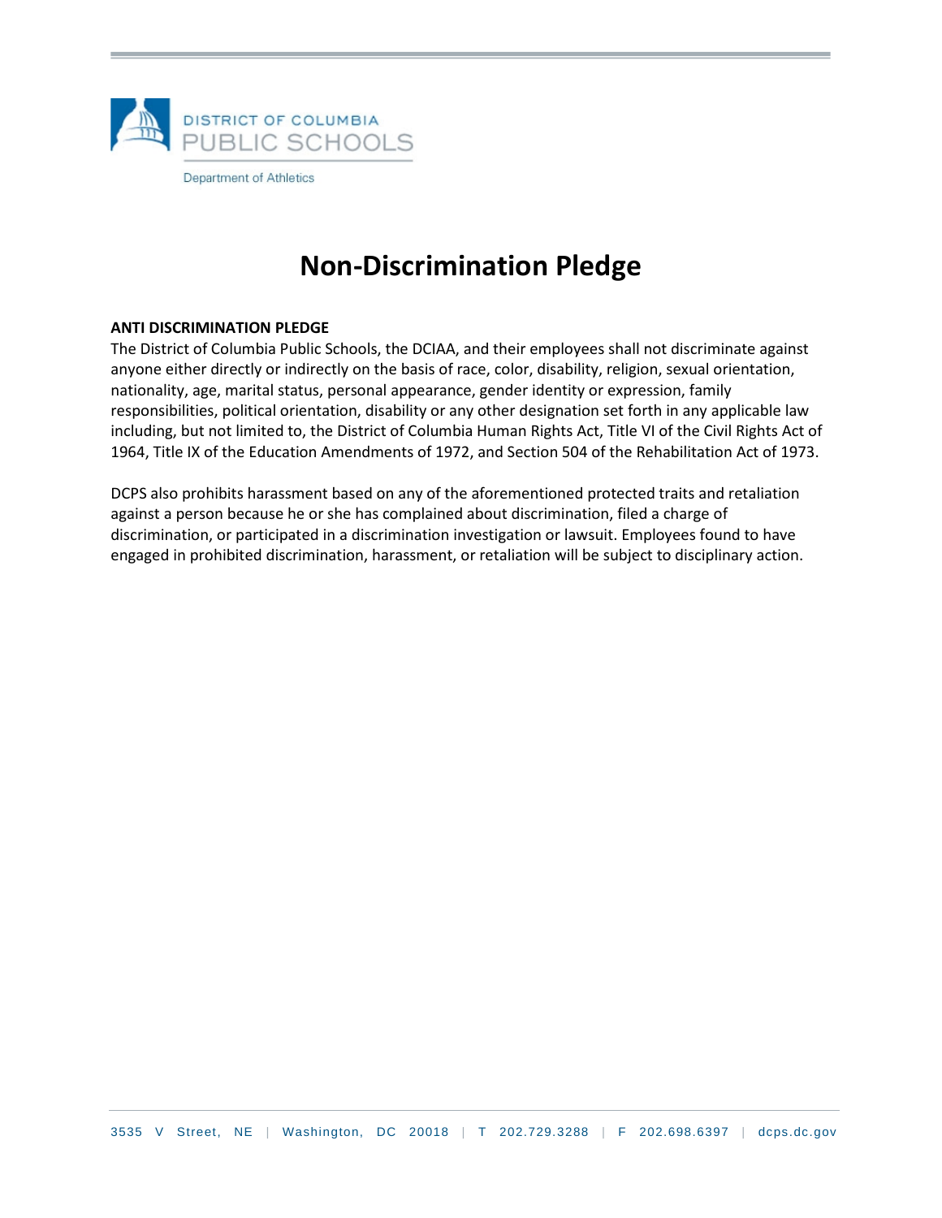DISTRICT OF COLUMBIA
PUBLIC SCHOOLS
Department of Athletics

# Non-Discrimination Pledge

**ANTI DISCRIMINATION PLEDGE**

The District of Columbia Public Schools, the DCIAA, and their employees shall not discriminate against anyone either directly or indirectly on the basis of race, color, disability, religion, sexual orientation, nationality, age, marital status, personal appearance, gender identity or expression, family responsibilities, political orientation, disability or any other designation set forth in any applicable law including, but not limited to, the District of Columbia Human Rights Act, Title VI of the Civil Rights Act of 1964, Title IX of the Education Amendments of 1972, and Section 504 of the Rehabilitation Act of 1973.

DCPS also prohibits harassment based on any of the aforementioned protected traits and retaliation against a person because he or she has complained about discrimination, filed a charge of discrimination, or participated in a discrimination investigation or lawsuit. Employees found to have engaged in prohibited discrimination, harassment, or retaliation will be subject to disciplinary action.

3535 V Street, NE | Washington, DC 20018 | T 202.729.3288 | F 202.698.6397 | dcps.dc.gov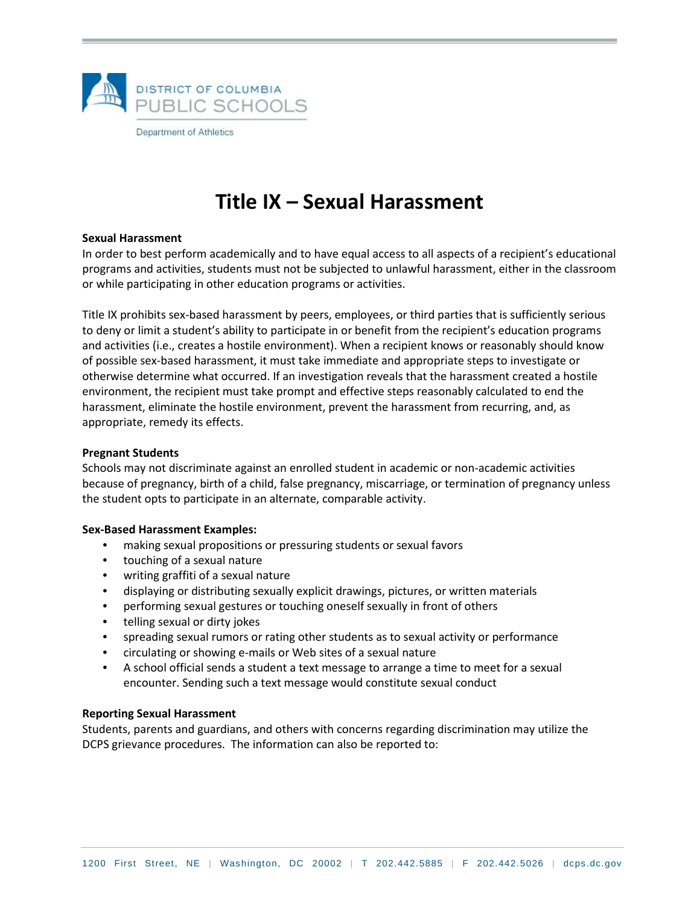DISTRICT OF COLUMBIA PUBLIC SCHOOLS

Department of Athletics

# Title IX – Sexual Harassment

**Sexual Harassment**
In order to best perform academically and to have equal access to all aspects of a recipient's educational programs and activities, students must not be subjected to unlawful harassment, either in the classroom or while participating in other education programs or activities.

Title IX prohibits sex-based harassment by peers, employees, or third parties that is sufficiently serious to deny or limit a student's ability to participate in or benefit from the recipient's education programs and activities (i.e., creates a hostile environment). When a recipient knows or reasonably should know of possible sex-based harassment, it must take immediate and appropriate steps to investigate or otherwise determine what occurred. If an investigation reveals that the harassment created a hostile environment, the recipient must take prompt and effective steps reasonably calculated to end the harassment, eliminate the hostile environment, prevent the harassment from recurring, and, as appropriate, remedy its effects.

**Pregnant Students**
Schools may not discriminate against an enrolled student in academic or non-academic activities because of pregnancy, birth of a child, false pregnancy, miscarriage, or termination of pregnancy unless the student opts to participate in an alternate, comparable activity.

**Sex-Based Harassment Examples:**

- making sexual propositions or pressuring students or sexual favors
- touching of a sexual nature
- writing graffiti of a sexual nature
- displaying or distributing sexually explicit drawings, pictures, or written materials
- performing sexual gestures or touching oneself sexually in front of others
- telling sexual or dirty jokes
- spreading sexual rumors or rating other students as to sexual activity or performance
- circulating or showing e-mails or Web sites of a sexual nature
- A school official sends a student a text message to arrange a time to meet for a sexual encounter. Sending such a text message would constitute sexual conduct

**Reporting Sexual Harassment**
Students, parents and guardians, and others with concerns regarding discrimination may utilize the DCPS grievance procedures. The information can also be reported to: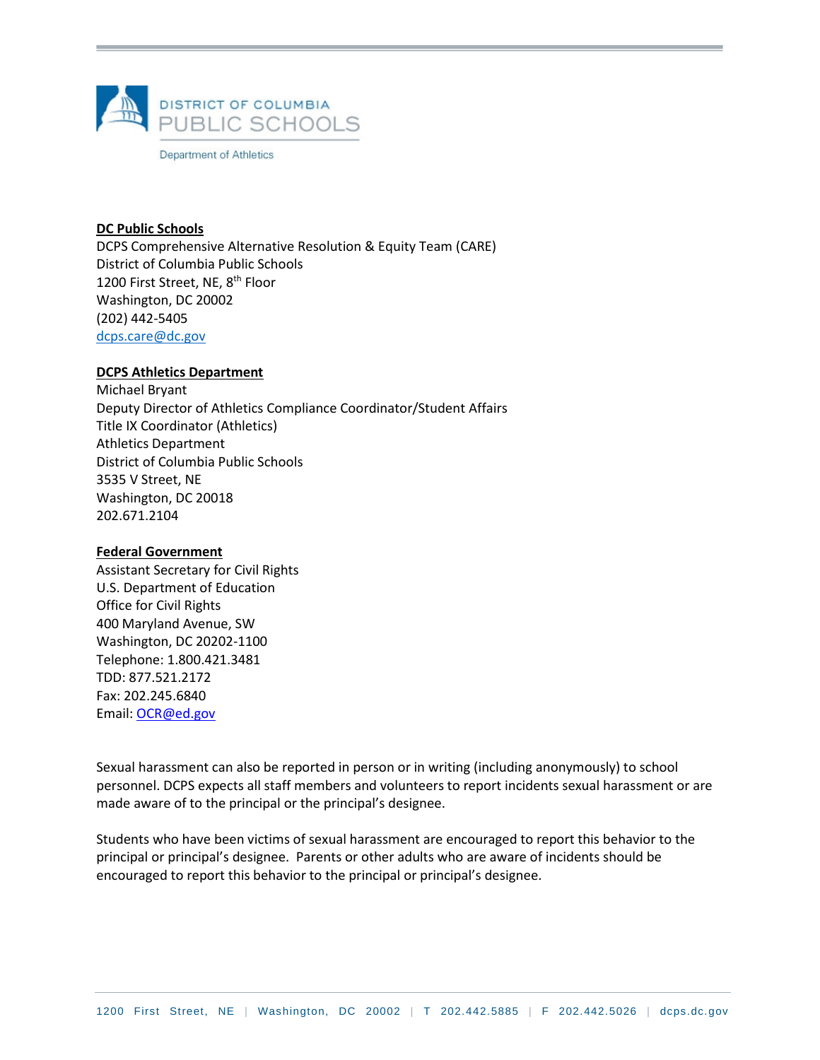**DC Public Schools**
DCPS Comprehensive Alternative Resolution & Equity Team (CARE)
District of Columbia Public Schools
1200 First Street, NE, 8th Floor
Washington, DC 20002
(202) 442-5405
dcps.care@dc.gov

**DCPS Athletics Department**
Michael Bryant
Deputy Director of Athletics Compliance Coordinator/Student Affairs
Title IX Coordinator (Athletics)
Athletics Department
District of Columbia Public Schools
3535 V Street, NE
Washington, DC 20018
202.671.2104

**Federal Government**
Assistant Secretary for Civil Rights
U.S. Department of Education
Office for Civil Rights
400 Maryland Avenue, SW
Washington, DC 20202-1100
Telephone: 1.800.421.3481
TDD: 877.521.2172
Fax: 202.245.6840
Email: OCR@ed.gov

Sexual harassment can also be reported in person or in writing (including anonymously) to school personnel. DCPS expects all staff members and volunteers to report incidents sexual harassment or are made aware of to the principal or the principal's designee.

Students who have been victims of sexual harassment are encouraged to report this behavior to the principal or principal's designee. Parents or other adults who are aware of incidents should be encouraged to report this behavior to the principal or principal's designee.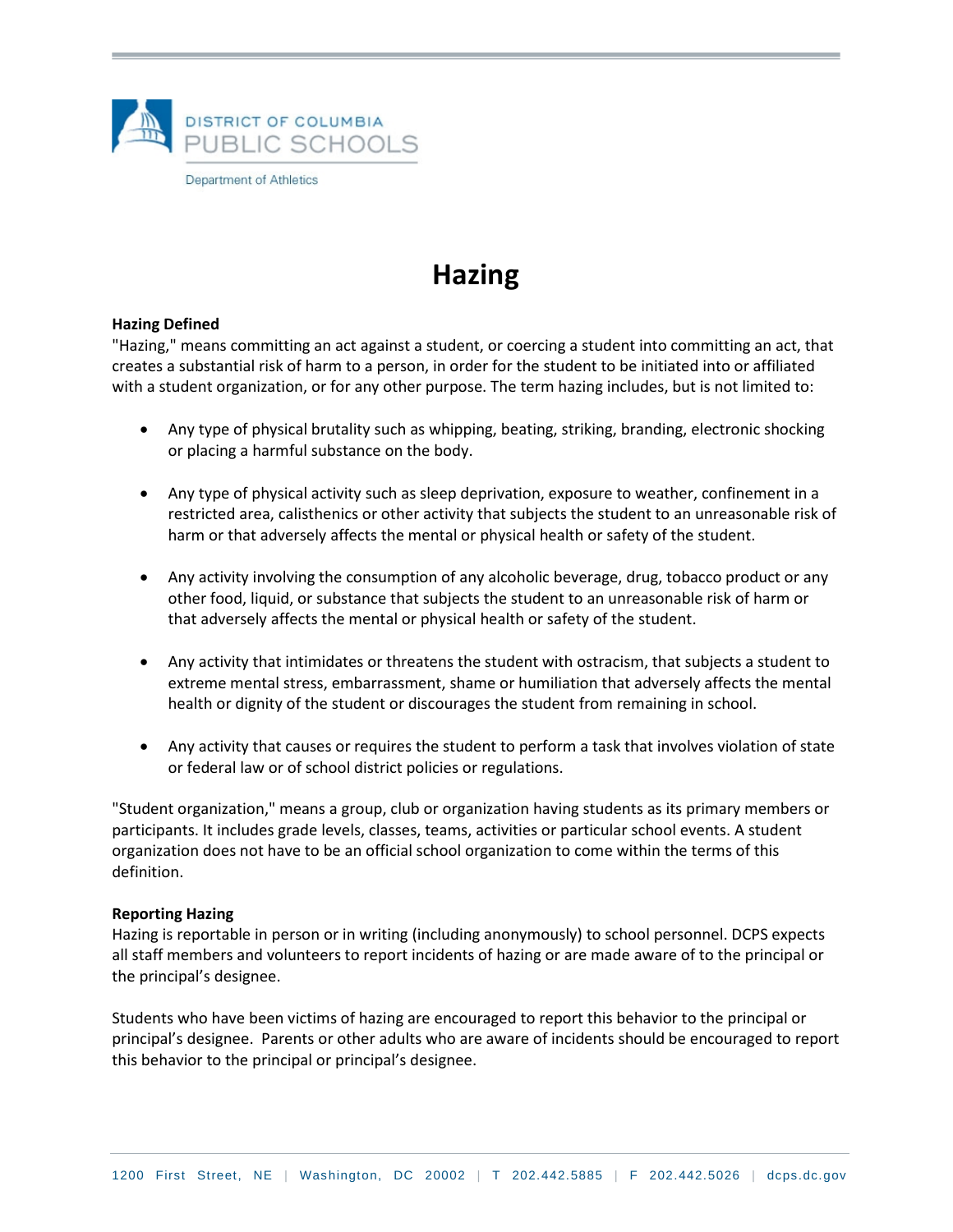DISTRICT OF COLUMBIA PUBLIC SCHOOLS

Department of Athletics

# Hazing

**Hazing Defined**

"Hazing," means committing an act against a student, or coercing a student into committing an act, that creates a substantial risk of harm to a person, in order for the student to be initiated into or affiliated with a student organization, or for any other purpose. The term hazing includes, but is not limited to:

- Any type of physical brutality such as whipping, beating, striking, branding, electronic shocking or placing a harmful substance on the body.
- Any type of physical activity such as sleep deprivation, exposure to weather, confinement in a restricted area, calisthenics or other activity that subjects the student to an unreasonable risk of harm or that adversely affects the mental or physical health or safety of the student.
- Any activity involving the consumption of any alcoholic beverage, drug, tobacco product or any other food, liquid, or substance that subjects the student to an unreasonable risk of harm or that adversely affects the mental or physical health or safety of the student.
- Any activity that intimidates or threatens the student with ostracism, that subjects a student to extreme mental stress, embarrassment, shame or humiliation that adversely affects the mental health or dignity of the student or discourages the student from remaining in school.
- Any activity that causes or requires the student to perform a task that involves violation of state or federal law or of school district policies or regulations.

"Student organization," means a group, club or organization having students as its primary members or participants. It includes grade levels, classes, teams, activities or particular school events. A student organization does not have to be an official school organization to come within the terms of this definition.

**Reporting Hazing**

Hazing is reportable in person or in writing (including anonymously) to school personnel. DCPS expects all staff members and volunteers to report incidents of hazing or are made aware of to the principal or the principal's designee.

Students who have been victims of hazing are encouraged to report this behavior to the principal or principal's designee. Parents or other adults who are aware of incidents should be encouraged to report this behavior to the principal or principal's designee.

1200 First Street, NE | Washington, DC 20002 | T 202.442.5885 | F 202.442.5026 | dcps.dc.gov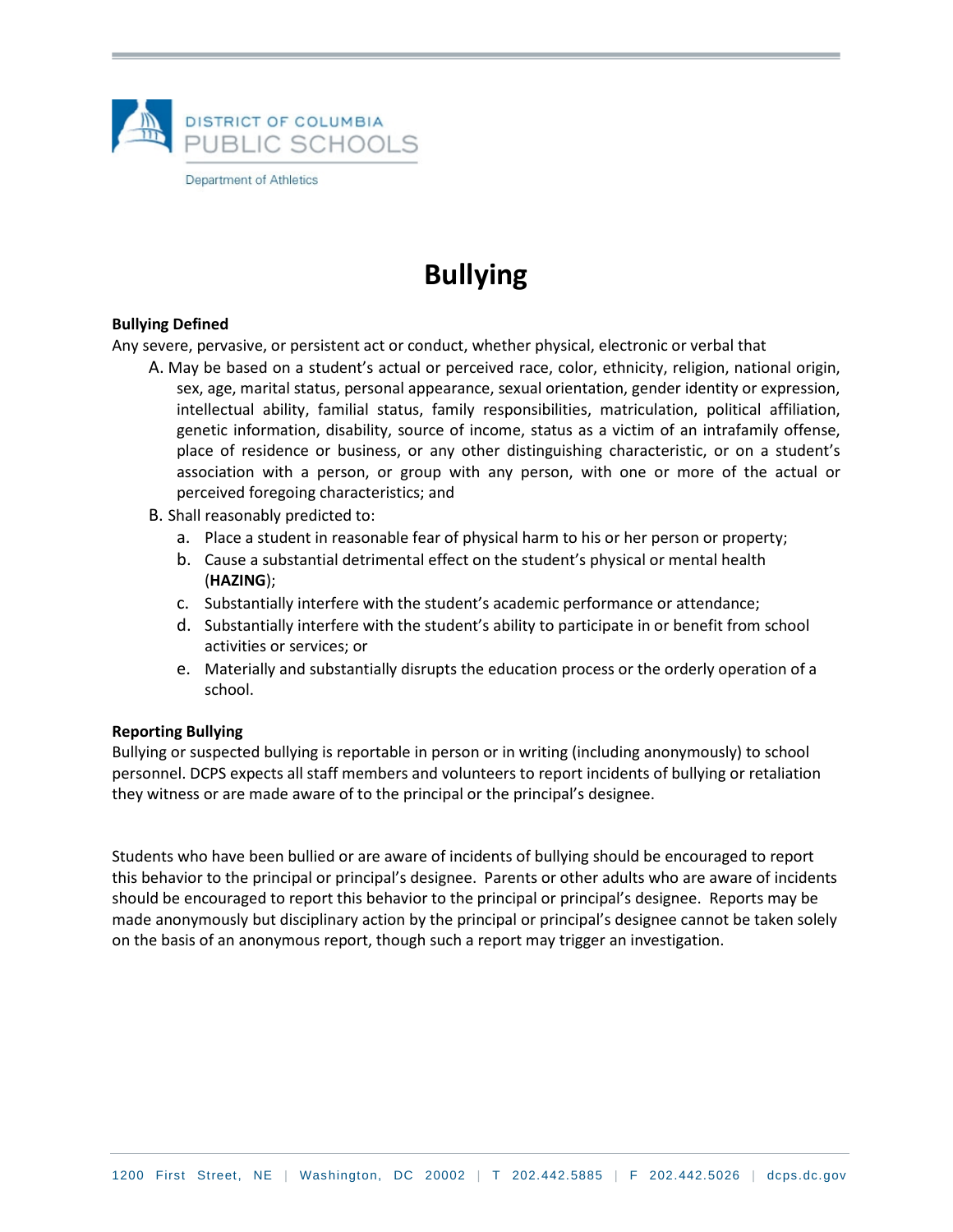DISTRICT OF COLUMBIA
PUBLIC SCHOOLS
Department of Athletics

# Bullying

**Bullying Defined**

Any severe, pervasive, or persistent act or conduct, whether physical, electronic or verbal that

A. May be based on a student's actual or perceived race, color, ethnicity, religion, national origin, sex, age, marital status, personal appearance, sexual orientation, gender identity or expression, intellectual ability, familial status, family responsibilities, matriculation, political affiliation, genetic information, disability, source of income, status as a victim of an intrafamily offense, place of residence or business, or any other distinguishing characteristic, or on a student's association with a person, or group with any person, with one or more of the actual or perceived foregoing characteristics; and

B. Shall reasonably predicted to:

   a. Place a student in reasonable fear of physical harm to his or her person or property;
   b. Cause a substantial detrimental effect on the student's physical or mental health (**HAZING**);
   c. Substantially interfere with the student's academic performance or attendance;
   d. Substantially interfere with the student's ability to participate in or benefit from school activities or services; or
   e. Materially and substantially disrupts the education process or the orderly operation of a school.

**Reporting Bullying**

Bullying or suspected bullying is reportable in person or in writing (including anonymously) to school personnel. DCPS expects all staff members and volunteers to report incidents of bullying or retaliation they witness or are made aware of to the principal or the principal's designee.

Students who have been bullied or are aware of incidents of bullying should be encouraged to report this behavior to the principal or principal's designee. Parents or other adults who are aware of incidents should be encouraged to report this behavior to the principal or principal's designee. Reports may be made anonymously but disciplinary action by the principal or principal's designee cannot be taken solely on the basis of an anonymous report, though such a report may trigger an investigation.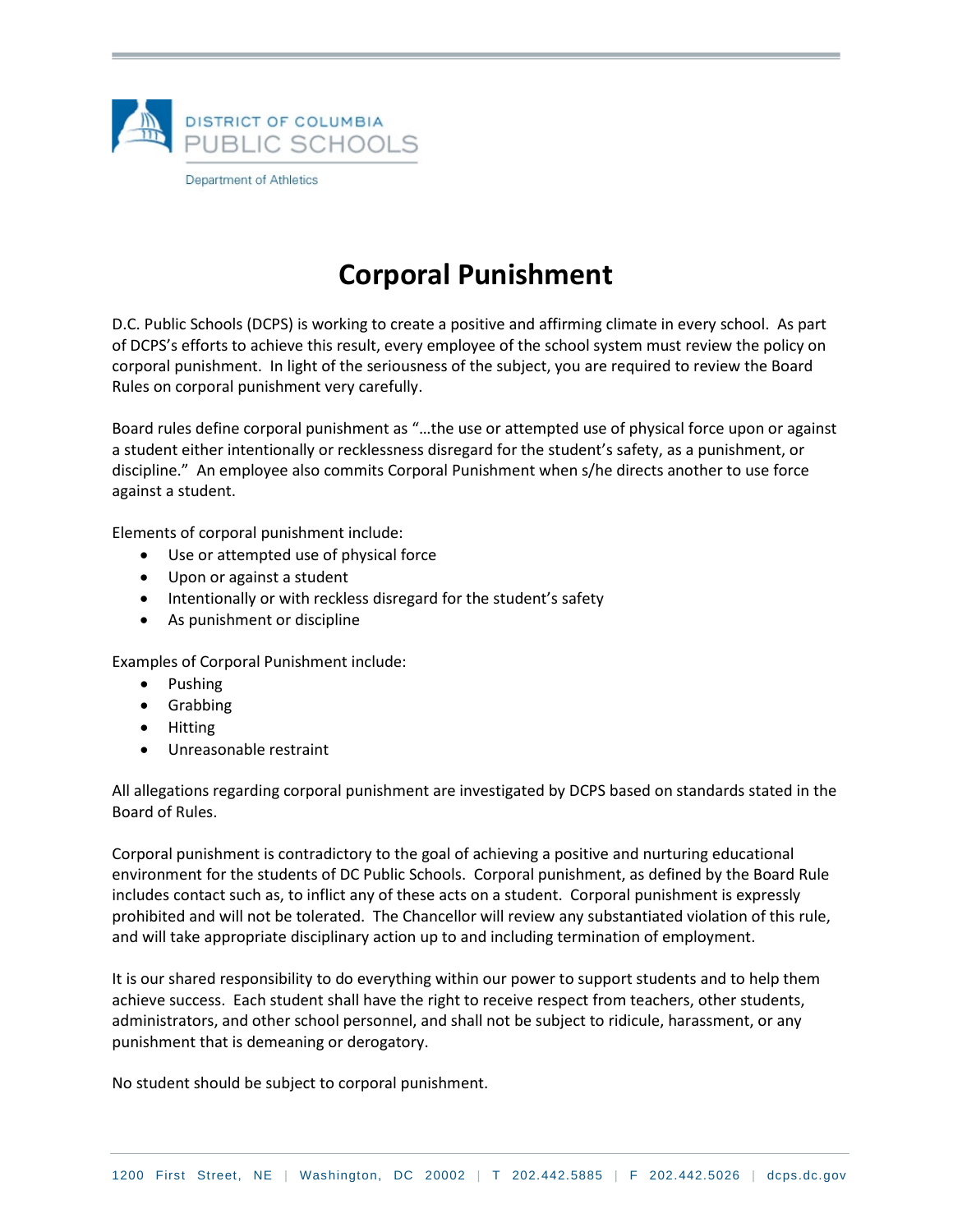DISTRICT OF COLUMBIA
PUBLIC SCHOOLS

Department of Athletics

# Corporal Punishment

D.C. Public Schools (DCPS) is working to create a positive and affirming climate in every school. As part of DCPS's efforts to achieve this result, every employee of the school system must review the policy on corporal punishment. In light of the seriousness of the subject, you are required to review the Board Rules on corporal punishment very carefully.

Board rules define corporal punishment as "…the use or attempted use of physical force upon or against a student either intentionally or recklessness disregard for the student's safety, as a punishment, or discipline." An employee also commits Corporal Punishment when s/he directs another to use force against a student.

Elements of corporal punishment include:

- Use or attempted use of physical force
- Upon or against a student
- Intentionally or with reckless disregard for the student's safety
- As punishment or discipline

Examples of Corporal Punishment include:

- Pushing
- Grabbing
- Hitting
- Unreasonable restraint

All allegations regarding corporal punishment are investigated by DCPS based on standards stated in the Board of Rules.

Corporal punishment is contradictory to the goal of achieving a positive and nurturing educational environment for the students of DC Public Schools. Corporal punishment, as defined by the Board Rule includes contact such as, to inflict any of these acts on a student. Corporal punishment is expressly prohibited and will not be tolerated. The Chancellor will review any substantiated violation of this rule, and will take appropriate disciplinary action up to and including termination of employment.

It is our shared responsibility to do everything within our power to support students and to help them achieve success. Each student shall have the right to receive respect from teachers, other students, administrators, and other school personnel, and shall not be subject to ridicule, harassment, or any punishment that is demeaning or derogatory.

No student should be subject to corporal punishment.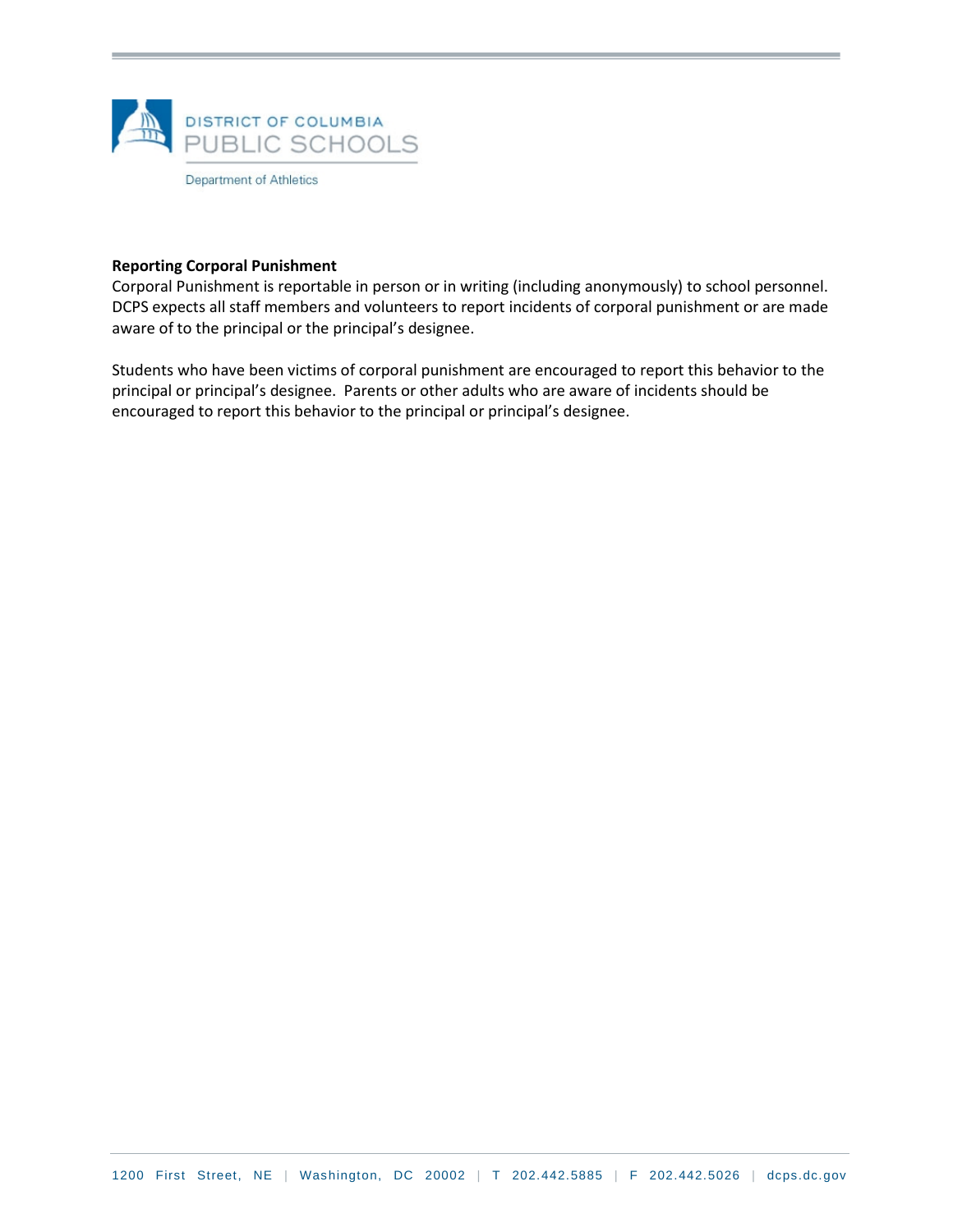**Reporting Corporal Punishment**

Corporal Punishment is reportable in person or in writing (including anonymously) to school personnel. DCPS expects all staff members and volunteers to report incidents of corporal punishment or are made aware of to the principal or the principal's designee.

Students who have been victims of corporal punishment are encouraged to report this behavior to the principal or principal's designee. Parents or other adults who are aware of incidents should be encouraged to report this behavior to the principal or principal's designee.